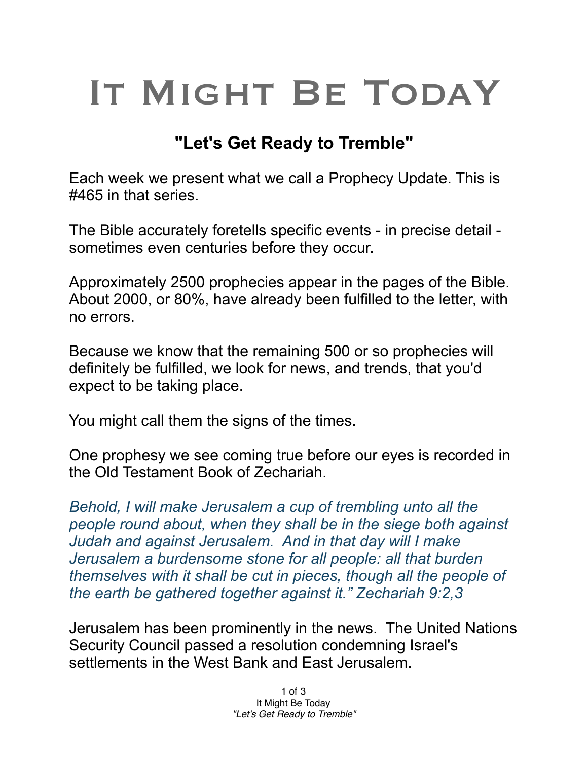# It Might Be Today

## "Let's Get Ready to Tremble"

Each week we present what we call a Prophecy Update. This is #465 in that series.

The Bible accurately foretells specific events - in precise detail - sometimes even centuries before they occur.

Approximately 2500 prophecies appear in the pages of the Bible. About 2000, or 80%, have already been fulfilled to the letter, with no errors.

Because we know that the remaining 500 or so prophecies will definitely be fulfilled, we look for news, and trends, that you'd expect to be taking place.

You might call them the signs of the times.

One prophesy we see coming true before our eyes is recorded in the Old Testament Book of Zechariah.

*Behold, I will make Jerusalem a cup of trembling unto all the people round about, when they shall be in the siege both against Judah and against Jerusalem. And in that day will I make Jerusalem a burdensome stone for all people: all that burden themselves with it shall be cut in pieces, though all the people of the earth be gathered together against it." Zechariah 9:2,3*

Jerusalem has been prominently in the news. The United Nations Security Council passed a resolution condemning Israel's settlements in the West Bank and East Jerusalem.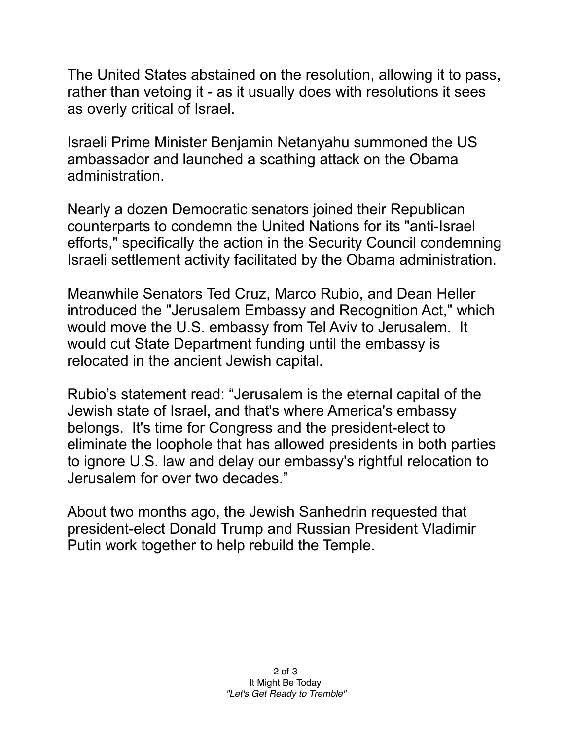The United States abstained on the resolution, allowing it to pass, rather than vetoing it - as it usually does with resolutions it sees as overly critical of Israel.

Israeli Prime Minister Benjamin Netanyahu summoned the US ambassador and launched a scathing attack on the Obama administration.

Nearly a dozen Democratic senators joined their Republican counterparts to condemn the United Nations for its "anti-Israel efforts," specifically the action in the Security Council condemning Israeli settlement activity facilitated by the Obama administration.

Meanwhile Senators Ted Cruz, Marco Rubio, and Dean Heller introduced the "Jerusalem Embassy and Recognition Act," which would move the U.S. embassy from Tel Aviv to Jerusalem. It would cut State Department funding until the embassy is relocated in the ancient Jewish capital.

Rubio's statement read: "Jerusalem is the eternal capital of the Jewish state of Israel, and that's where America's embassy belongs. It's time for Congress and the president-elect to eliminate the loophole that has allowed presidents in both parties to ignore U.S. law and delay our embassy's rightful relocation to Jerusalem for over two decades."

About two months ago, the Jewish Sanhedrin requested that president-elect Donald Trump and Russian President Vladimir Putin work together to help rebuild the Temple.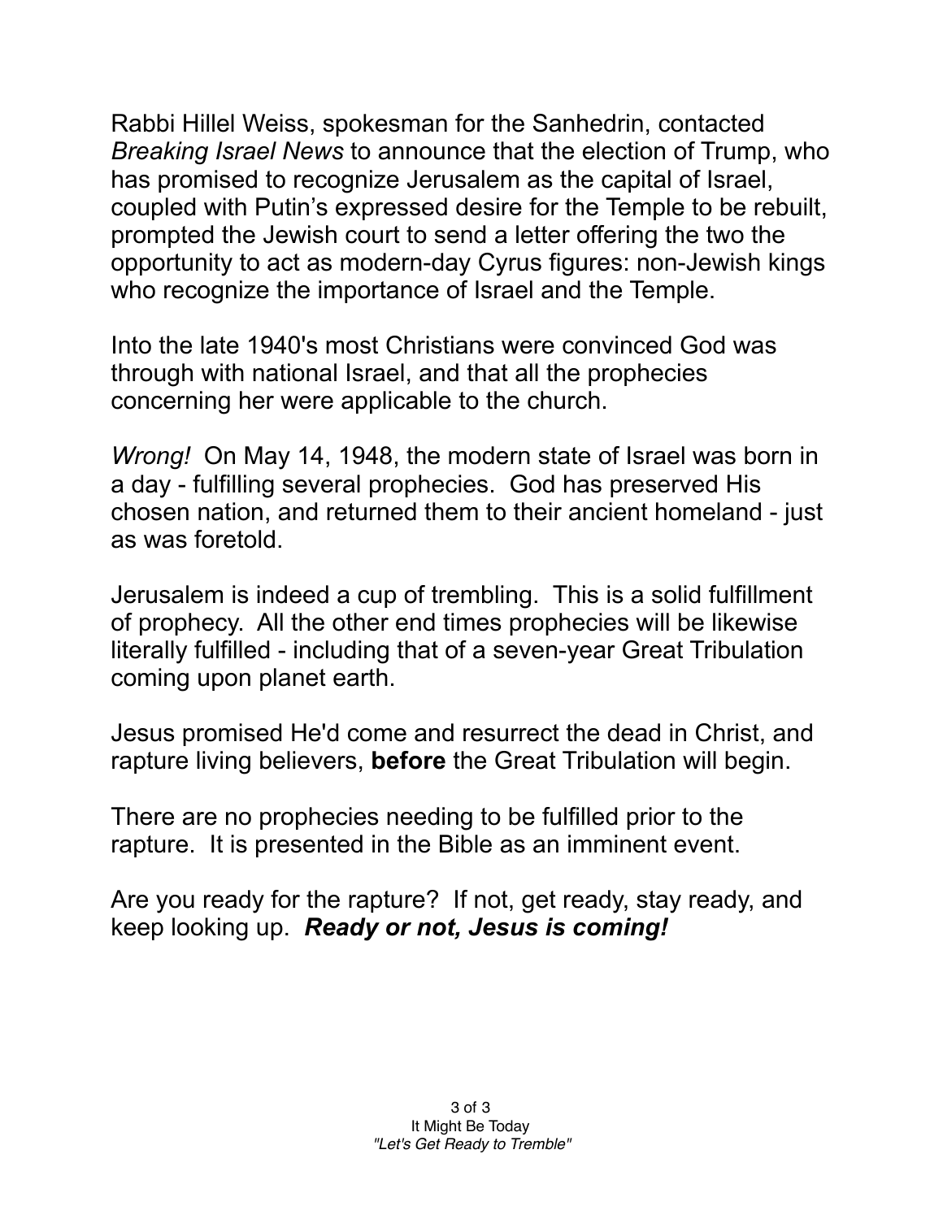Rabbi Hillel Weiss, spokesman for the Sanhedrin, contacted *Breaking Israel News* to announce that the election of Trump, who has promised to recognize Jerusalem as the capital of Israel, coupled with Putin's expressed desire for the Temple to be rebuilt, prompted the Jewish court to send a letter offering the two the opportunity to act as modern-day Cyrus figures: non-Jewish kings who recognize the importance of Israel and the Temple.

Into the late 1940's most Christians were convinced God was through with national Israel, and that all the prophecies concerning her were applicable to the church.

*Wrong!* On May 14, 1948, the modern state of Israel was born in a day - fulfilling several prophecies. God has preserved His chosen nation, and returned them to their ancient homeland - just as was foretold.

Jerusalem is indeed a cup of trembling. This is a solid fulfillment of prophecy. All the other end times prophecies will be likewise literally fulfilled - including that of a seven-year Great Tribulation coming upon planet earth.

Jesus promised He'd come and resurrect the dead in Christ, and rapture living believers, **before** the Great Tribulation will begin.

There are no prophecies needing to be fulfilled prior to the rapture. It is presented in the Bible as an imminent event.

Are you ready for the rapture? If not, get ready, stay ready, and keep looking up. ***Ready or not, Jesus is coming!***